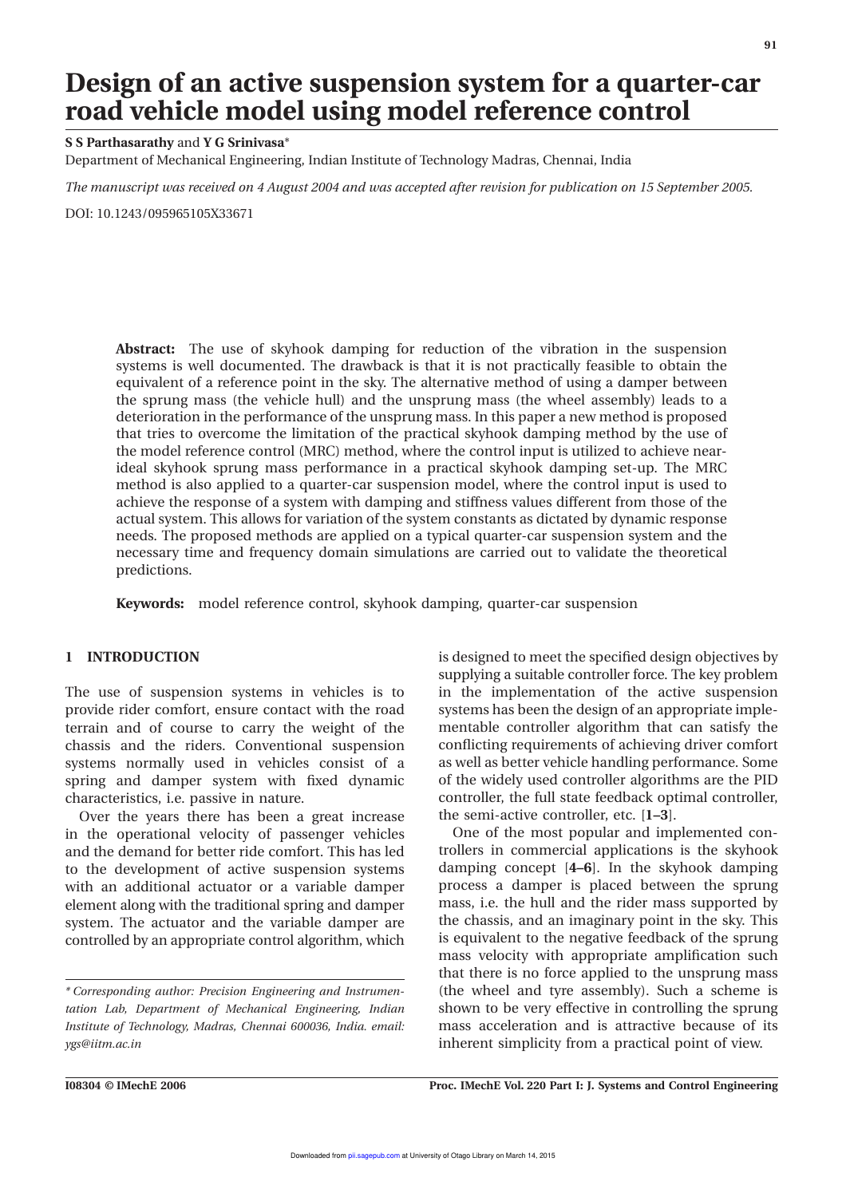# Design of an active suspension system for a quarter-car road vehicle model using model reference control

**S S Parthasarathy** and **Y G Srinivasa***

Department of Mechanical Engineering, Indian Institute of Technology Madras, Chennai, India

*The manuscript was received on 4 August 2004 and was accepted after revision for publication on 15 September 2005.*

DOI: 10.1243/095965105X33671

**Abstract:** The use of skyhook damping for reduction of the vibration in the suspension systems is well documented. The drawback is that it is not practically feasible to obtain the equivalent of a reference point in the sky. The alternative method of using a damper between the sprung mass (the vehicle hull) and the unsprung mass (the wheel assembly) leads to a deterioration in the performance of the unsprung mass. In this paper a new method is proposed that tries to overcome the limitation of the practical skyhook damping method by the use of the model reference control (MRC) method, where the control input is utilized to achieve near-ideal skyhook sprung mass performance in a practical skyhook damping set-up. The MRC method is also applied to a quarter-car suspension model, where the control input is used to achieve the response of a system with damping and stiffness values different from those of the actual system. This allows for variation of the system constants as dictated by dynamic response needs. The proposed methods are applied on a typical quarter-car suspension system and the necessary time and frequency domain simulations are carried out to validate the theoretical predictions.

**Keywords:** model reference control, skyhook damping, quarter-car suspension

## 1 INTRODUCTION

The use of suspension systems in vehicles is to provide rider comfort, ensure contact with the road terrain and of course to carry the weight of the chassis and the riders. Conventional suspension systems normally used in vehicles consist of a spring and damper system with fixed dynamic characteristics, i.e. passive in nature.

Over the years there has been a great increase in the operational velocity of passenger vehicles and the demand for better ride comfort. This has led to the development of active suspension systems with an additional actuator or a variable damper element along with the traditional spring and damper system. The actuator and the variable damper are controlled by an appropriate control algorithm, which is designed to meet the specified design objectives by supplying a suitable controller force. The key problem in the implementation of the active suspension systems has been the design of an appropriate implementable controller algorithm that can satisfy the conflicting requirements of achieving driver comfort as well as better vehicle handling performance. Some of the widely used controller algorithms are the PID controller, the full state feedback optimal controller, the semi-active controller, etc. [**1–3**].

One of the most popular and implemented controllers in commercial applications is the skyhook damping concept [**4–6**]. In the skyhook damping process a damper is placed between the sprung mass, i.e. the hull and the rider mass supported by the chassis, and an imaginary point in the sky. This is equivalent to the negative feedback of the sprung mass velocity with appropriate amplification such that there is no force applied to the unsprung mass (the wheel and tyre assembly). Such a scheme is shown to be very effective in controlling the sprung mass acceleration and is attractive because of its inherent simplicity from a practical point of view.

*\* Corresponding author: Precision Engineering and Instrumentation Lab, Department of Mechanical Engineering, Indian Institute of Technology, Madras, Chennai 600036, India. email: ygs@iitm.ac.in*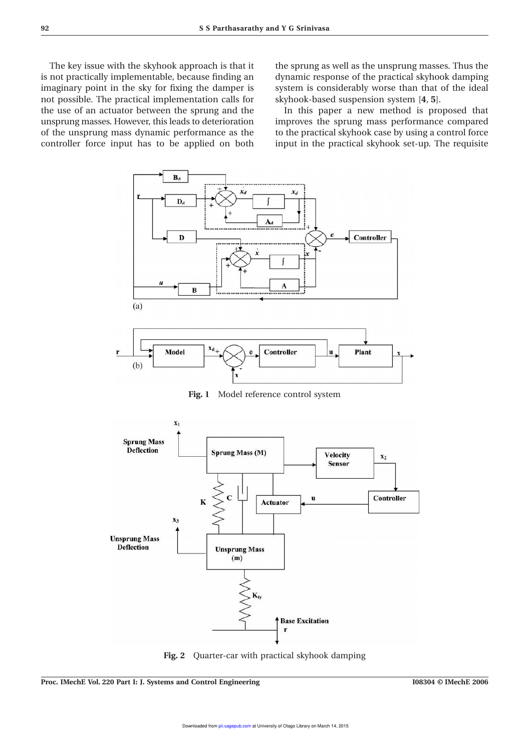The key issue with the skyhook approach is that it is not practically implementable, because finding an imaginary point in the sky for fixing the damper is not possible. The practical implementation calls for the use of an actuator between the sprung and the unsprung masses. However, this leads to deterioration of the unsprung mass dynamic performance as the controller force input has to be applied on both the sprung as well as the unsprung masses. Thus the dynamic response of the practical skyhook damping system is considerably worse than that of the ideal skyhook-based suspension system [**4**, **5**].

In this paper a new method is proposed that improves the sprung mass performance compared to the practical skyhook case by using a control force input in the practical skyhook set-up. The requisite

Fig. 1 Model reference control system

Fig. 2 Quarter-car with practical skyhook damping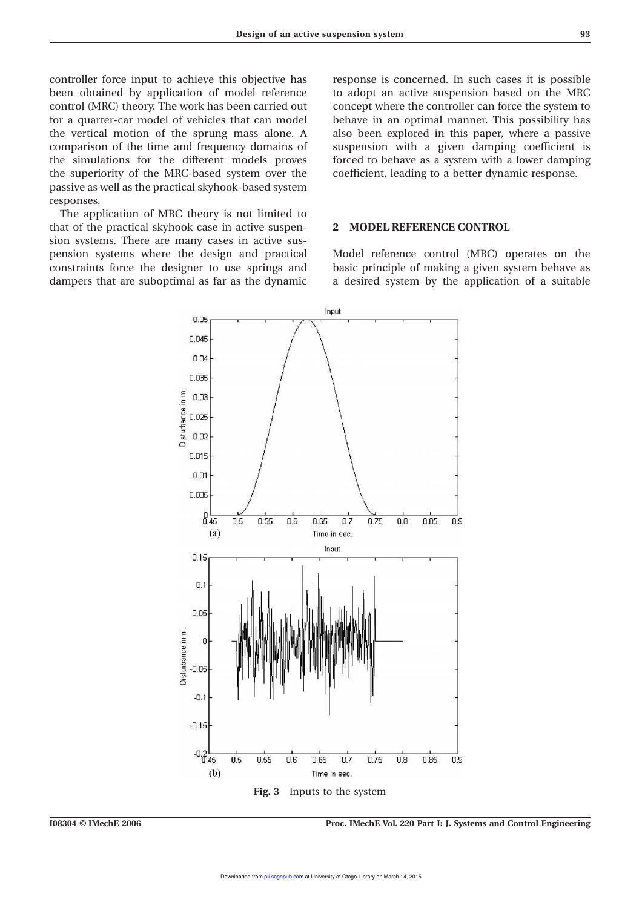controller force input to achieve this objective has been obtained by application of model reference control (MRC) theory. The work has been carried out for a quarter-car model of vehicles that can model the vertical motion of the sprung mass alone. A comparison of the time and frequency domains of the simulations for the different models proves the superiority of the MRC-based system over the passive as well as the practical skyhook-based system responses.

The application of MRC theory is not limited to that of the practical skyhook case in active suspension systems. There are many cases in active suspension systems where the design and practical constraints force the designer to use springs and dampers that are suboptimal as far as the dynamic response is concerned. In such cases it is possible to adopt an active suspension based on the MRC concept where the controller can force the system to behave in an optimal manner. This possibility has also been explored in this paper, where a passive suspension with a given damping coefficient is forced to behave as a system with a lower damping coefficient, leading to a better dynamic response.

## 2 MODEL REFERENCE CONTROL

Model reference control (MRC) operates on the basic principle of making a given system behave as a desired system by the application of a suitable

**Fig. 3** Inputs to the system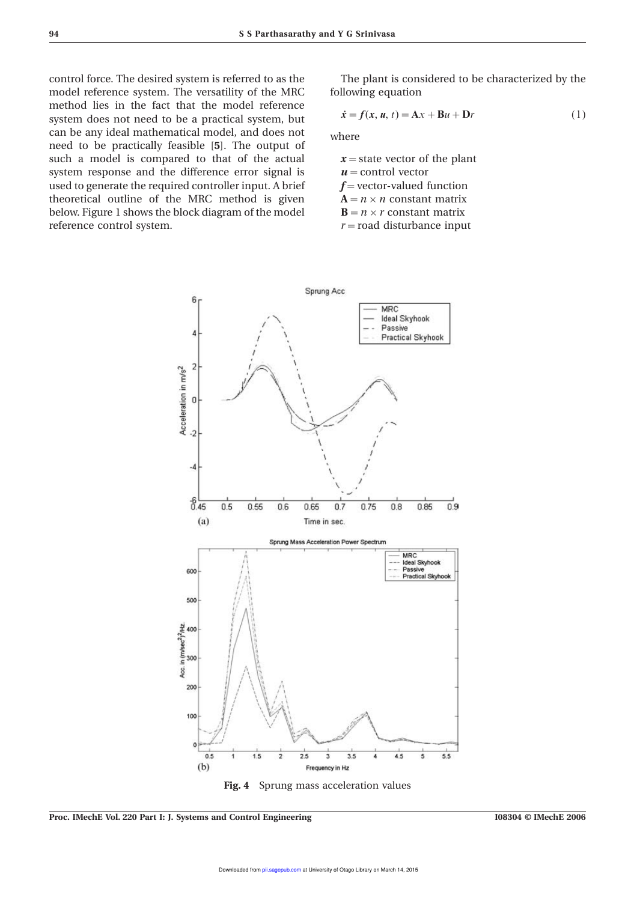control force. The desired system is referred to as the model reference system. The versatility of the MRC method lies in the fact that the model reference system does not need to be a practical system, but can be any ideal mathematical model, and does not need to be practically feasible [5]. The output of such a model is compared to that of the actual system response and the difference error signal is used to generate the required controller input. A brief theoretical outline of the MRC method is given below. Figure 1 shows the block diagram of the model reference control system.

The plant is considered to be characterized by the following equation

$$\dot{\boldsymbol{x}} = \boldsymbol{f}(\boldsymbol{x}, \boldsymbol{u}, t) = \mathbf{A}x + \mathbf{B}u + \mathbf{D}r \tag{1}$$

where

$\boldsymbol{x}$ = state vector of the plant
$\boldsymbol{u}$ = control vector
$\boldsymbol{f}$ = vector-valued function
$\mathbf{A} = n \times n$ constant matrix
$\mathbf{B} = n \times r$ constant matrix
$r$ = road disturbance input

**Fig. 4** Sprung mass acceleration values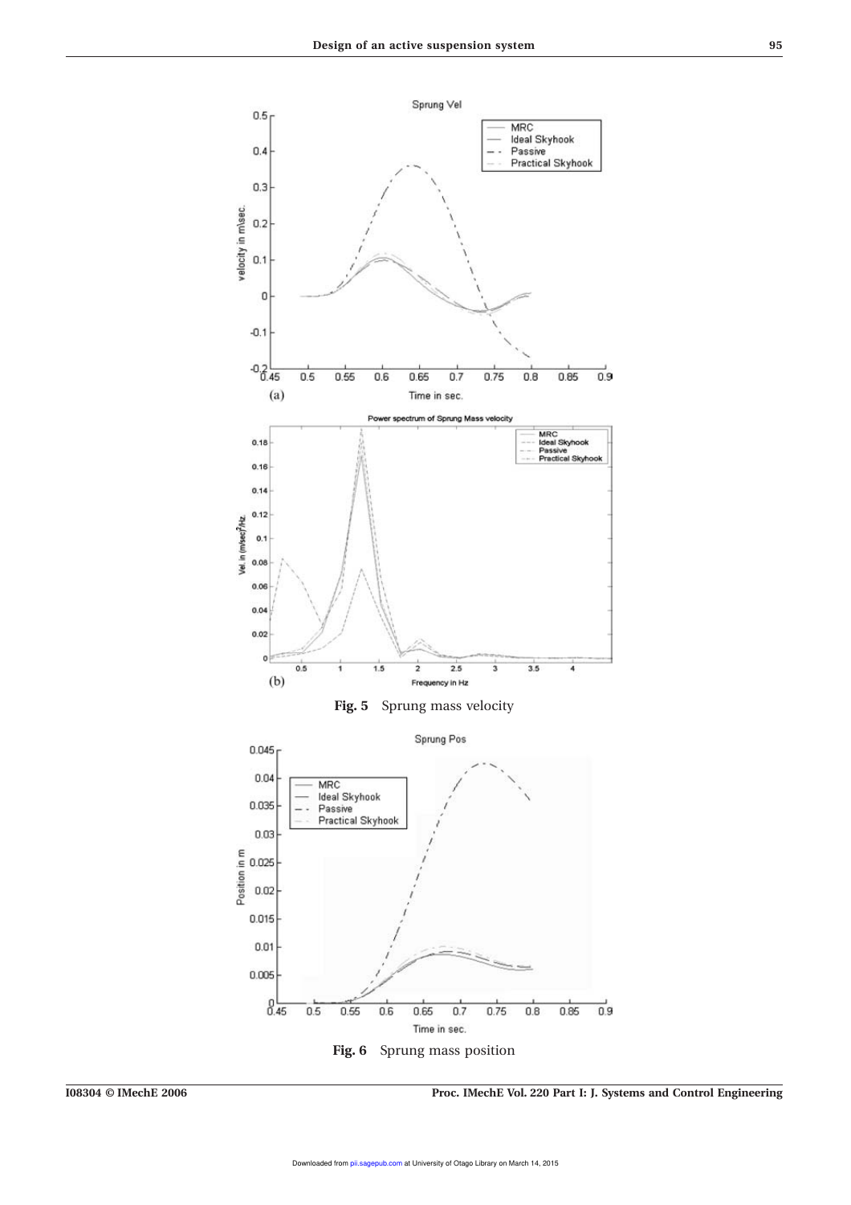Fig. 5 Sprung mass velocity

Fig. 6 Sprung mass position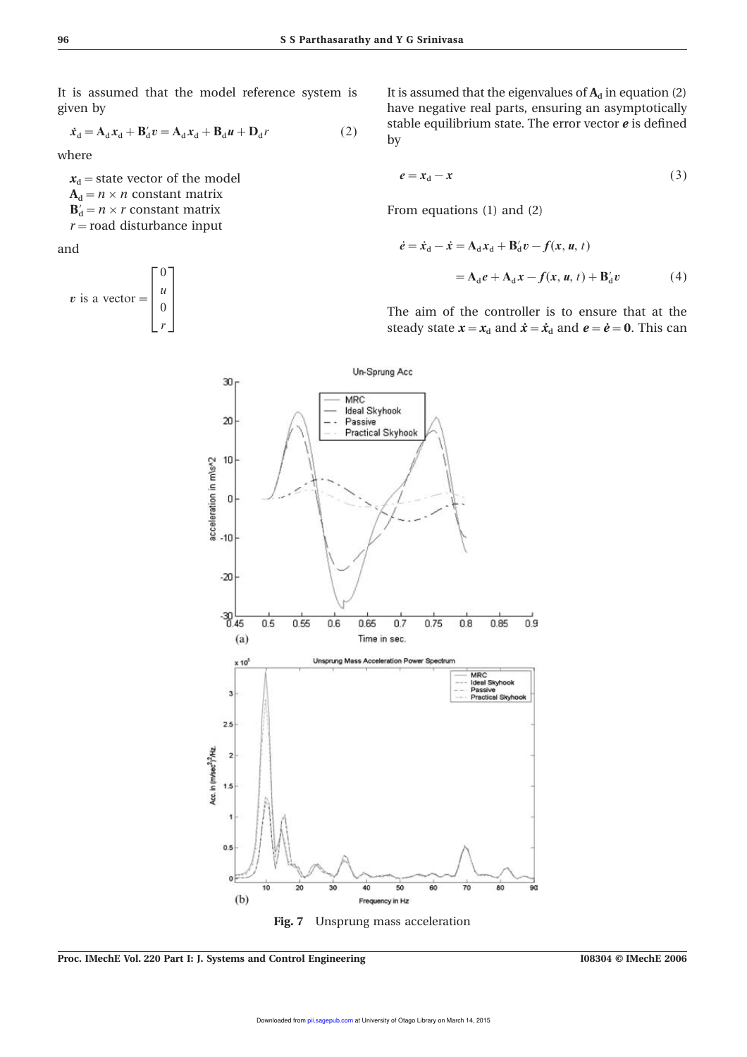It is assumed that the model reference system is given by

$$\dot{\boldsymbol{x}}_{\mathrm{d}} = \mathbf{A}_{\mathrm{d}}\boldsymbol{x}_{\mathrm{d}} + \mathbf{B}'_{\mathrm{d}}\boldsymbol{v} = \mathbf{A}_{\mathrm{d}}\boldsymbol{x}_{\mathrm{d}} + \mathbf{B}_{\mathrm{d}}\boldsymbol{u} + \mathbf{D}_{\mathrm{d}}r \tag{2}$$

where

$\boldsymbol{x}_{\mathrm{d}}$ = state vector of the model
$\mathbf{A}_{\mathrm{d}}$ = $n \times n$ constant matrix
$\mathbf{B}'_{\mathrm{d}}$ = $n \times r$ constant matrix
$r$ = road disturbance input

and

$$\boldsymbol{v} \text{ is a vector} = \begin{bmatrix} 0 \\ u \\ 0 \\ r \end{bmatrix}$$

It is assumed that the eigenvalues of $\mathbf{A}_{\mathrm{d}}$ in equation (2) have negative real parts, ensuring an asymptotically stable equilibrium state. The error vector $\boldsymbol{e}$ is defined by

$$\boldsymbol{e} = \boldsymbol{x}_{\mathrm{d}} - \boldsymbol{x} \tag{3}$$

From equations (1) and (2)

$$\begin{aligned}\dot{\boldsymbol{e}} = \dot{\boldsymbol{x}}_{\mathrm{d}} - \dot{\boldsymbol{x}} &= \mathbf{A}_{\mathrm{d}}\boldsymbol{x}_{\mathrm{d}} + \mathbf{B}'_{\mathrm{d}}\boldsymbol{v} - \boldsymbol{f}(\boldsymbol{x}, \boldsymbol{u}, t) \\ &= \mathbf{A}_{\mathrm{d}}\boldsymbol{e} + \mathbf{A}_{\mathrm{d}}\boldsymbol{x} - \boldsymbol{f}(\boldsymbol{x}, \boldsymbol{u}, t) + \mathbf{B}'_{\mathrm{d}}\boldsymbol{v}\end{aligned} \tag{4}$$

The aim of the controller is to ensure that at the steady state $\boldsymbol{x} = \boldsymbol{x}_{\mathrm{d}}$ and $\dot{\boldsymbol{x}} = \dot{\boldsymbol{x}}_{\mathrm{d}}$ and $\boldsymbol{e} = \dot{\boldsymbol{e}} = \mathbf{0}$. This can

**Fig. 7** Unsprung mass acceleration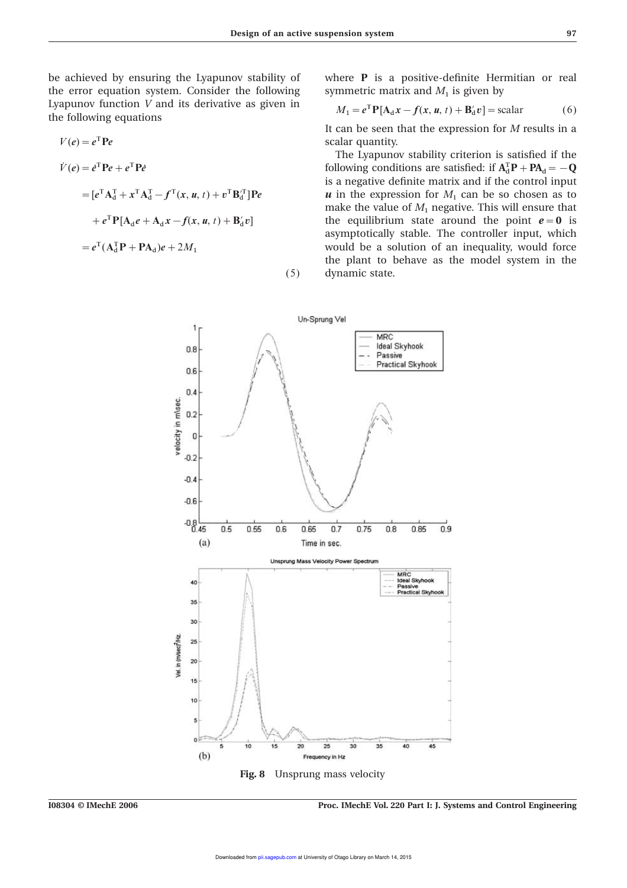be achieved by ensuring the Lyapunov stability of the error equation system. Consider the following Lyapunov function $V$ and its derivative as given in the following equations

$$
\begin{aligned}
V(\boldsymbol{e}) &= \boldsymbol{e}^{\mathrm{T}}\mathbf{P}\boldsymbol{e} \\
\dot{V}(\boldsymbol{e}) &= \dot{\boldsymbol{e}}^{\mathrm{T}}\mathbf{P}\boldsymbol{e} + \boldsymbol{e}^{\mathrm{T}}\mathbf{P}\dot{\boldsymbol{e}} \\
&= [\boldsymbol{e}^{\mathrm{T}}\mathbf{A}_{\mathrm{d}}^{\mathrm{T}} + \boldsymbol{x}^{\mathrm{T}}\mathbf{A}_{\mathrm{d}}^{\mathrm{T}} - \boldsymbol{f}^{\mathrm{T}}(\boldsymbol{x}, \boldsymbol{u}, t) + \boldsymbol{v}^{\mathrm{T}}\mathbf{B}_{\mathrm{d}}'^{\mathrm{T}}]\mathbf{P}\boldsymbol{e} \\
&\quad + \boldsymbol{e}^{\mathrm{T}}\mathbf{P}[\mathbf{A}_{\mathrm{d}}\boldsymbol{e} + \mathbf{A}_{\mathrm{d}}\boldsymbol{x} - \boldsymbol{f}(\boldsymbol{x}, \boldsymbol{u}, t) + \mathbf{B}_{\mathrm{d}}'\boldsymbol{v}] \\
&= \boldsymbol{e}^{\mathrm{T}}(\mathbf{A}_{\mathrm{d}}^{\mathrm{T}}\mathbf{P} + \mathbf{P}\mathbf{A}_{\mathrm{d}})\boldsymbol{e} + 2M_1
\end{aligned} \tag{5}
$$

where $\mathbf{P}$ is a positive-definite Hermitian or real symmetric matrix and $M_1$ is given by

$$
M_1 = \boldsymbol{e}^{\mathrm{T}}\mathbf{P}[\mathbf{A}_{\mathrm{d}}\boldsymbol{x} - \boldsymbol{f}(\boldsymbol{x}, \boldsymbol{u}, t) + \mathbf{B}_{\mathrm{d}}'\boldsymbol{v}] = \text{scalar} \tag{6}
$$

It can be seen that the expression for $M$ results in a scalar quantity.

The Lyapunov stability criterion is satisfied if the following conditions are satisfied: if $\mathbf{A}_{\mathrm{d}}^{\mathrm{T}}\mathbf{P} + \mathbf{P}\mathbf{A}_{\mathrm{d}} = -\mathbf{Q}$ is a negative definite matrix and if the control input $\boldsymbol{u}$ in the expression for $M_1$ can be so chosen as to make the value of $M_1$ negative. This will ensure that the equilibrium state around the point $\boldsymbol{e} = \mathbf{0}$ is asymptotically stable. The controller input, which would be a solution of an inequality, would force the plant to behave as the model system in the dynamic state.

**Fig. 8** Unsprung mass velocity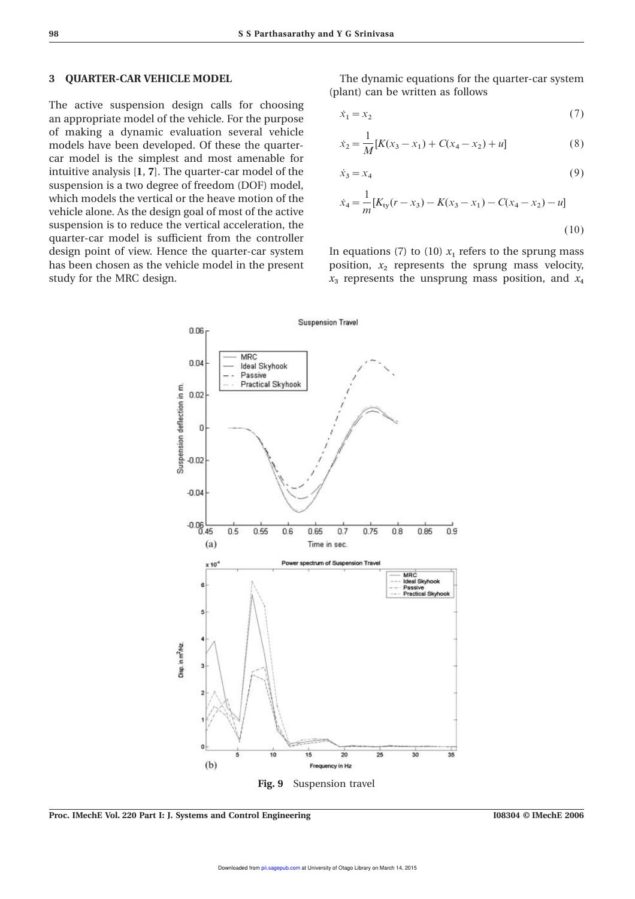## 3 QUARTER-CAR VEHICLE MODEL

The active suspension design calls for choosing an appropriate model of the vehicle. For the purpose of making a dynamic evaluation several vehicle models have been developed. Of these the quarter-car model is the simplest and most amenable for intuitive analysis [1, 7]. The quarter-car model of the suspension is a two degree of freedom (DOF) model, which models the vertical or the heave motion of the vehicle alone. As the design goal of most of the active suspension is to reduce the vertical acceleration, the quarter-car model is sufficient from the controller design point of view. Hence the quarter-car system has been chosen as the vehicle model in the present study for the MRC design.

The dynamic equations for the quarter-car system (plant) can be written as follows

$$\dot{x}_1 = x_2 \tag{7}$$

$$\dot{x}_2 = \frac{1}{M}[K(x_3 - x_1) + C(x_4 - x_2) + u] \tag{8}$$

$$\dot{x}_3 = x_4 \tag{9}$$

$$\dot{x}_4 = \frac{1}{m}[K_{\text{ty}}(r - x_3) - K(x_3 - x_1) - C(x_4 - x_2) - u] \tag{10}$$

In equations (7) to (10) $x_1$ refers to the sprung mass position, $x_2$ represents the sprung mass velocity, $x_3$ represents the unsprung mass position, and $x_4$

**Fig. 9** Suspension travel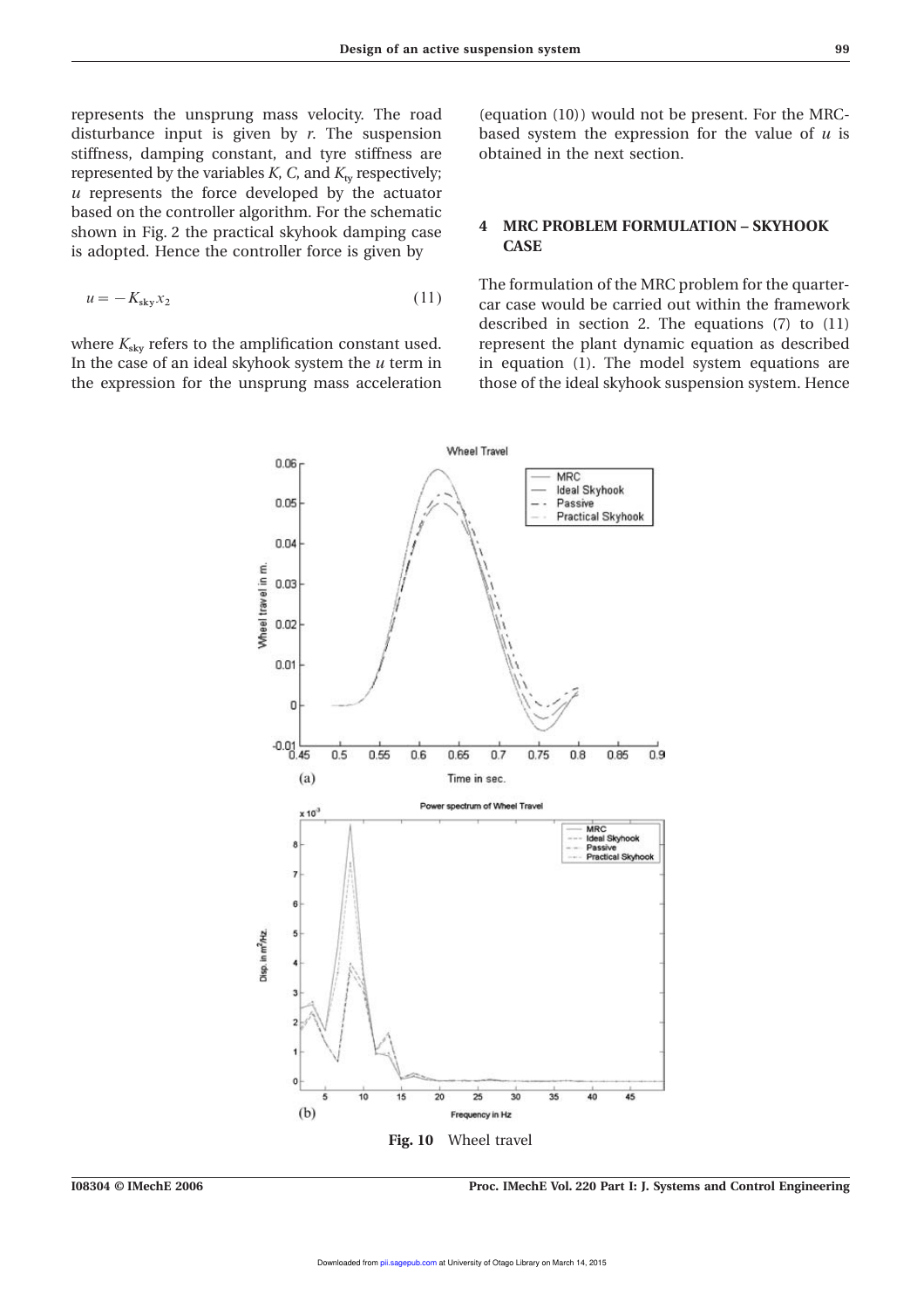represents the unsprung mass velocity. The road disturbance input is given by $r$. The suspension stiffness, damping constant, and tyre stiffness are represented by the variables $K$, $C$, and $K_{ty}$ respectively; $u$ represents the force developed by the actuator based on the controller algorithm. For the schematic shown in Fig. 2 the practical skyhook damping case is adopted. Hence the controller force is given by

$$u = -K_{sky}x_2 \tag{11}$$

where $K_{sky}$ refers to the amplification constant used. In the case of an ideal skyhook system the $u$ term in the expression for the unsprung mass acceleration (equation (10)) would not be present. For the MRC-based system the expression for the value of $u$ is obtained in the next section.

## 4 MRC PROBLEM FORMULATION – SKYHOOK CASE

The formulation of the MRC problem for the quarter-car case would be carried out within the framework described in section 2. The equations (7) to (11) represent the plant dynamic equation as described in equation (1). The model system equations are those of the ideal skyhook suspension system. Hence

Fig. 10 Wheel travel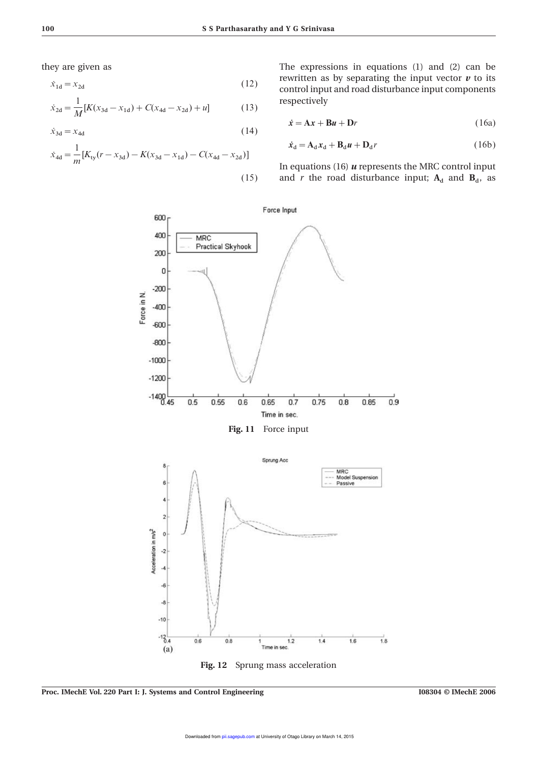they are given as

$$\dot{x}_{1d} = x_{2d} \tag{12}$$

$$\dot{x}_{2d} = \frac{1}{M}[K(x_{3d} - x_{1d}) + C(x_{4d} - x_{2d}) + u] \tag{13}$$

$$\dot{x}_{3d} = x_{4d} \tag{14}$$

$$\dot{x}_{4d} = \frac{1}{m}[K_{ty}(r - x_{3d}) - K(x_{3d} - x_{1d}) - C(x_{4d} - x_{2d})] \tag{15}$$

The expressions in equations (1) and (2) can be rewritten as by separating the input vector $\boldsymbol{v}$ to its control input and road disturbance input components respectively

$$\dot{\boldsymbol{x}} = \mathbf{A}\boldsymbol{x} + \mathbf{B}\boldsymbol{u} + \mathbf{D}r \tag{16a}$$

$$\dot{\boldsymbol{x}}_d = \mathbf{A}_d\boldsymbol{x}_d + \mathbf{B}_d\boldsymbol{u} + \mathbf{D}_d r \tag{16b}$$

In equations (16) $\boldsymbol{u}$ represents the MRC control input and $r$ the road disturbance input; $\mathbf{A}_d$ and $\mathbf{B}_d$, as

**Fig. 11** Force input

**Fig. 12** Sprung mass acceleration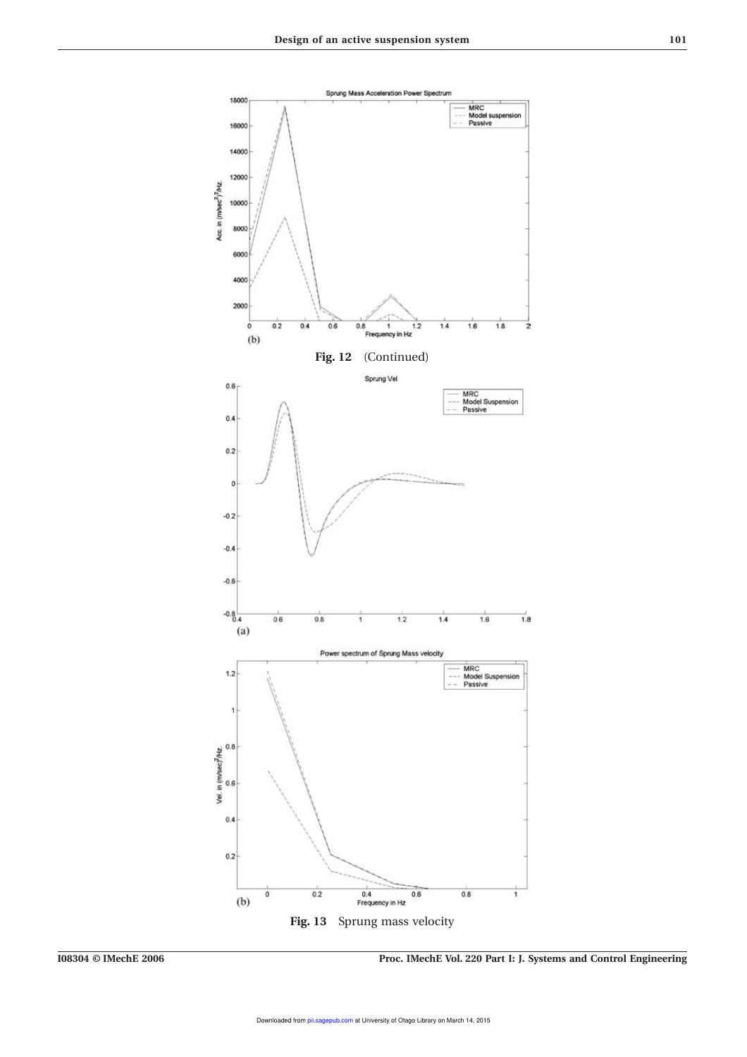**Fig. 12** (Continued)

**Fig. 13** Sprung mass velocity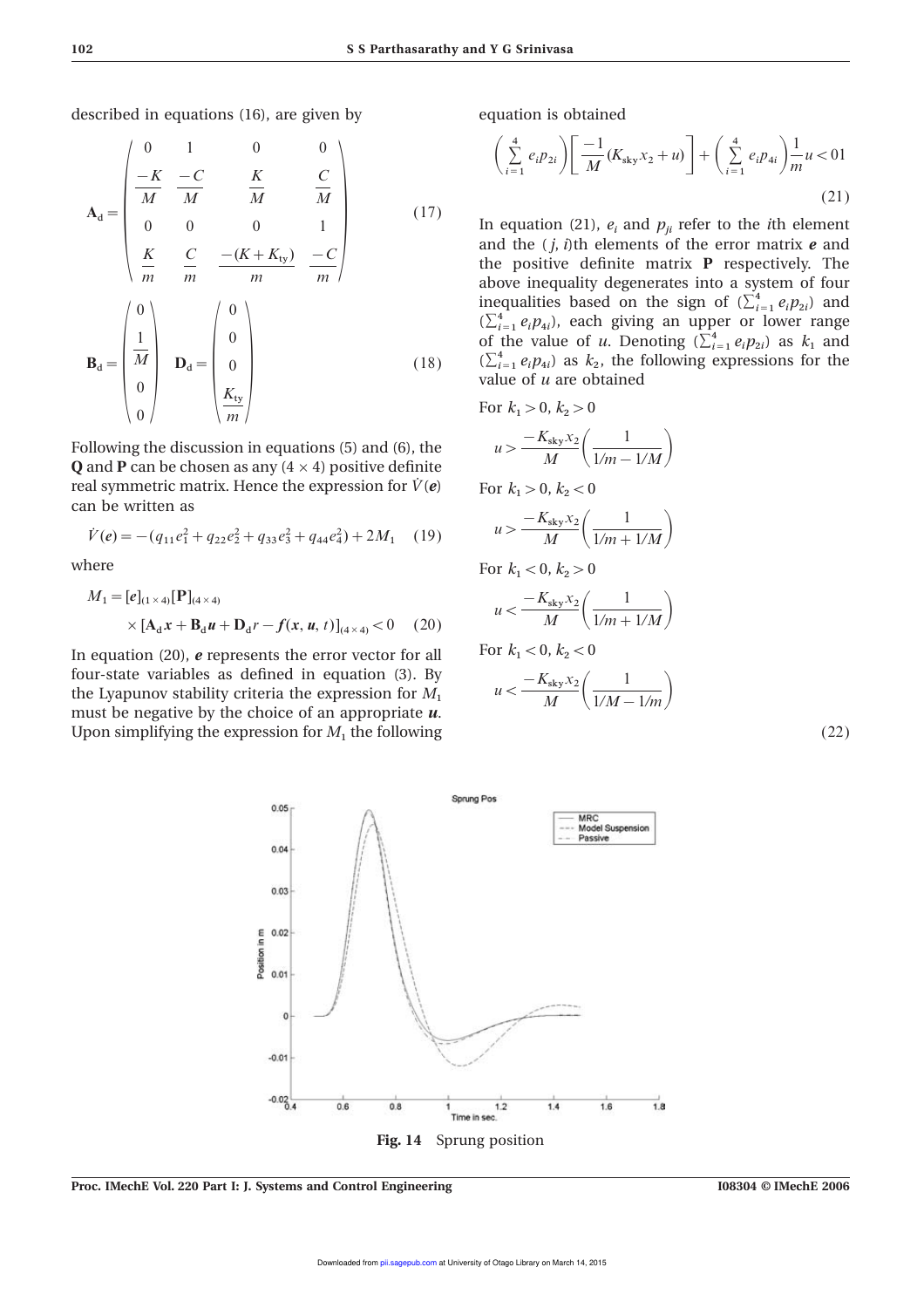described in equations (16), are given by

$$\mathbf{A}_\mathrm{d} = \begin{pmatrix} 0 & 1 & 0 & 0 \\ \frac{-K}{M} & \frac{-C}{M} & \frac{K}{M} & \frac{C}{M} \\ 0 & 0 & 0 & 1 \\ \frac{K}{m} & \frac{C}{m} & \frac{-(K+K_{\mathrm{ty}})}{m} & \frac{-C}{m} \end{pmatrix} \tag{17}$$

$$\mathbf{B}_\mathrm{d} = \begin{pmatrix} 0 \\ \frac{1}{M} \\ 0 \\ 0 \end{pmatrix} \quad \mathbf{D}_\mathrm{d} = \begin{pmatrix} 0 \\ 0 \\ 0 \\ \frac{K_{\mathrm{ty}}}{m} \end{pmatrix} \tag{18}$$

Following the discussion in equations (5) and (6), the **Q** and **P** can be chosen as any (4 × 4) positive definite real symmetric matrix. Hence the expression for $\dot{V}(\boldsymbol{e})$ can be written as

$$\dot{V}(\boldsymbol{e}) = -(q_{11}e_1^2 + q_{22}e_2^2 + q_{33}e_3^2 + q_{44}e_4^2) + 2M_1 \tag{19}$$

where

$$M_1 = [\boldsymbol{e}]_{(1\times 4)}[\mathbf{P}]_{(4\times 4)} \times [\mathbf{A}_\mathrm{d}\boldsymbol{x} + \mathbf{B}_\mathrm{d}\boldsymbol{u} + \mathbf{D}_\mathrm{d}r - \boldsymbol{f}(\boldsymbol{x}, \boldsymbol{u}, t)]_{(4\times 4)} < 0 \tag{20}$$

In equation (20), $\boldsymbol{e}$ represents the error vector for all four-state variables as defined in equation (3). By the Lyapunov stability criteria the expression for $M_1$ must be negative by the choice of an appropriate $\boldsymbol{u}$. Upon simplifying the expression for $M_1$ the following equation is obtained

$$\left(\sum_{i=1}^{4} e_i p_{2i}\right)\left[\frac{-1}{M}(K_{\mathrm{sky}}x_2 + u)\right] + \left(\sum_{i=1}^{4} e_i p_{4i}\right)\frac{1}{m}u < 01 \tag{21}$$

In equation (21), $e_i$ and $p_{ji}$ refer to the $i$th element and the $(j, i)$th elements of the error matrix $\boldsymbol{e}$ and the positive definite matrix **P** respectively. The above inequality degenerates into a system of four inequalities based on the sign of $(\sum_{i=1}^{4} e_i p_{2i})$ and $(\sum_{i=1}^{4} e_i p_{4i})$, each giving an upper or lower range of the value of $u$. Denoting $(\sum_{i=1}^{4} e_i p_{2i})$ as $k_1$ and $(\sum_{i=1}^{4} e_i p_{4i})$ as $k_2$, the following expressions for the value of $u$ are obtained

For $k_1 > 0$, $k_2 > 0$

$$u > \frac{-K_{\mathrm{sky}}x_2}{M}\left(\frac{1}{1/m - 1/M}\right)$$

For $k_1 > 0$, $k_2 < 0$

$$u > \frac{-K_{\mathrm{sky}}x_2}{M}\left(\frac{1}{1/m + 1/M}\right)$$

For $k_1 < 0$, $k_2 > 0$

$$u < \frac{-K_{\mathrm{sky}}x_2}{M}\left(\frac{1}{1/m + 1/M}\right)$$

For $k_1 < 0$, $k_2 < 0$

$$u < \frac{-K_{\mathrm{sky}}x_2}{M}\left(\frac{1}{1/M - 1/m}\right) \tag{22}$$

**Fig. 14** Sprung position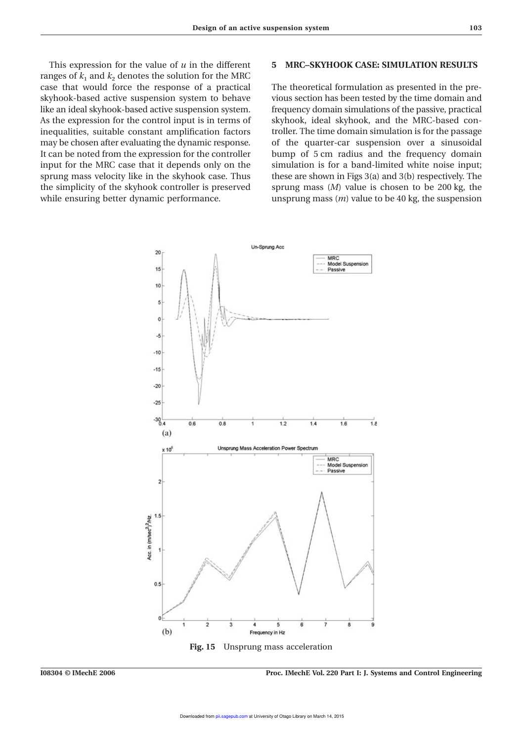This expression for the value of $u$ in the different ranges of $k_1$ and $k_2$ denotes the solution for the MRC case that would force the response of a practical skyhook-based active suspension system to behave like an ideal skyhook-based active suspension system. As the expression for the control input is in terms of inequalities, suitable constant amplification factors may be chosen after evaluating the dynamic response. It can be noted from the expression for the controller input for the MRC case that it depends only on the sprung mass velocity like in the skyhook case. Thus the simplicity of the skyhook controller is preserved while ensuring better dynamic performance.

## 5 MRC–SKYHOOK CASE: SIMULATION RESULTS

The theoretical formulation as presented in the previous section has been tested by the time domain and frequency domain simulations of the passive, practical skyhook, ideal skyhook, and the MRC-based controller. The time domain simulation is for the passage of the quarter-car suspension over a sinusoidal bump of 5 cm radius and the frequency domain simulation is for a band-limited white noise input; these are shown in Figs 3(a) and 3(b) respectively. The sprung mass ($M$) value is chosen to be 200 kg, the unsprung mass ($m$) value to be 40 kg, the suspension

**Fig. 15** Unsprung mass acceleration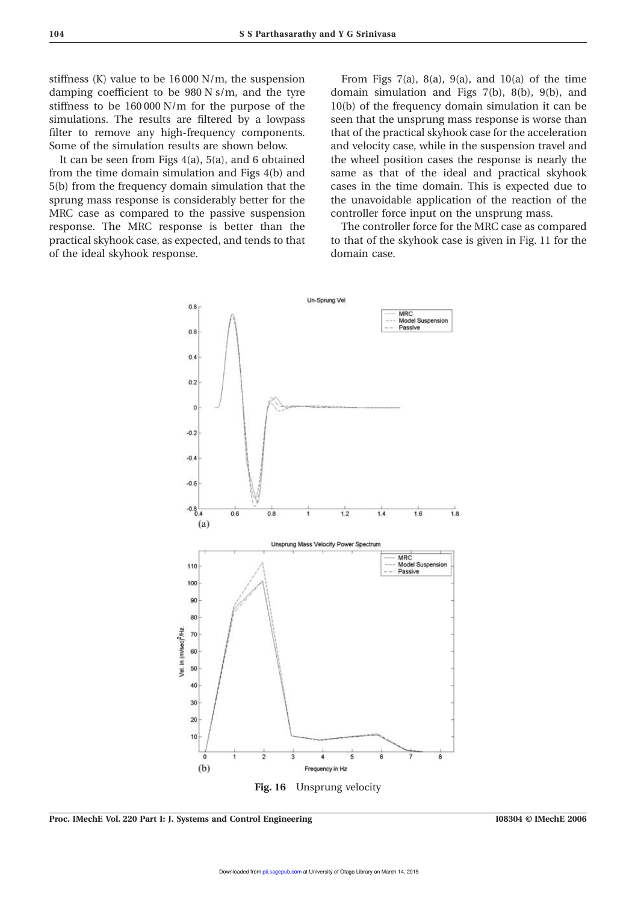stiffness (K) value to be 16 000 N/m, the suspension damping coefficient to be 980 N s/m, and the tyre stiffness to be 160 000 N/m for the purpose of the simulations. The results are filtered by a lowpass filter to remove any high-frequency components. Some of the simulation results are shown below.

It can be seen from Figs 4(a), 5(a), and 6 obtained from the time domain simulation and Figs 4(b) and 5(b) from the frequency domain simulation that the sprung mass response is considerably better for the MRC case as compared to the passive suspension response. The MRC response is better than the practical skyhook case, as expected, and tends to that of the ideal skyhook response.

From Figs 7(a), 8(a), 9(a), and 10(a) of the time domain simulation and Figs 7(b), 8(b), 9(b), and 10(b) of the frequency domain simulation it can be seen that the unsprung mass response is worse than that of the practical skyhook case for the acceleration and velocity case, while in the suspension travel and the wheel position cases the response is nearly the same as that of the ideal and practical skyhook cases in the time domain. This is expected due to the unavoidable application of the reaction of the controller force input on the unsprung mass.

The controller force for the MRC case as compared to that of the skyhook case is given in Fig. 11 for the domain case.

**Fig. 16** Unsprung velocity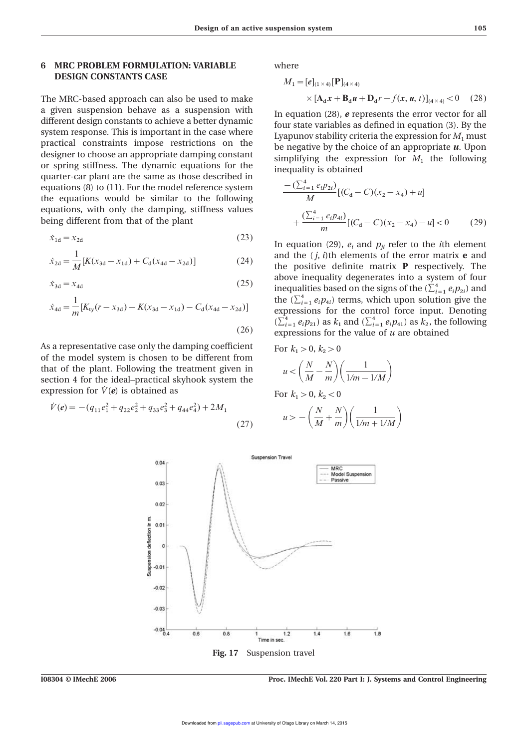## 6 MRC PROBLEM FORMULATION: VARIABLE DESIGN CONSTANTS CASE

The MRC-based approach can also be used to make a given suspension behave as a suspension with different design constants to achieve a better dynamic system response. This is important in the case where practical constraints impose restrictions on the designer to choose an appropriate damping constant or spring stiffness. The dynamic equations for the quarter-car plant are the same as those described in equations (8) to (11). For the model reference system the equations would be similar to the following equations, with only the damping, stiffness values being different from that of the plant

$$\dot{x}_{1\mathrm{d}} = x_{2\mathrm{d}} \tag{23}$$

$$\dot{x}_{2\mathrm{d}} = \frac{1}{M}[K(x_{3\mathrm{d}} - x_{1\mathrm{d}}) + C_{\mathrm{d}}(x_{4\mathrm{d}} - x_{2\mathrm{d}})] \tag{24}$$

$$\dot{x}_{3\mathrm{d}} = x_{4\mathrm{d}} \tag{25}$$

$$\dot{x}_{4\mathrm{d}} = \frac{1}{m}[K_{\mathrm{ty}}(r - x_{3\mathrm{d}}) - K(x_{3\mathrm{d}} - x_{1\mathrm{d}}) - C_{\mathrm{d}}(x_{4\mathrm{d}} - x_{2\mathrm{d}})] \tag{26}$$

As a representative case only the damping coefficient of the model system is chosen to be different from that of the plant. Following the treatment given in section 4 for the ideal–practical skyhook system the expression for $\dot{V}(\boldsymbol{e})$ is obtained as

$$\dot{V}(\boldsymbol{e}) = -(q_{11}e_1^2 + q_{22}e_2^2 + q_{33}e_3^2 + q_{44}e_4^2) + 2M_1 \tag{27}$$

where

$$M_1 = [\boldsymbol{e}]_{(1\times 4)}[\mathbf{P}]_{(4\times 4)} \times [\mathbf{A}_{\mathrm{d}}\boldsymbol{x} + \mathbf{B}_{\mathrm{d}}\boldsymbol{u} + \mathbf{D}_{\mathrm{d}}r - f(\boldsymbol{x}, \boldsymbol{u}, t)]_{(4\times 4)} < 0 \tag{28}$$

In equation (28), $\boldsymbol{e}$ represents the error vector for all four state variables as defined in equation (3). By the Lyapunov stability criteria the expression for $M_1$ must be negative by the choice of an appropriate $\boldsymbol{u}$. Upon simplifying the expression for $M_1$ the following inequality is obtained

$$\frac{-\left(\sum_{i=1}^{4} e_i p_{2i}\right)}{M}[(C_{\mathrm{d}} - C)(x_2 - x_4) + u] + \frac{\left(\sum_{i=1}^{4} e_i p_{4i}\right)}{m}[(C_{\mathrm{d}} - C)(x_2 - x_4) - u] < 0 \tag{29}$$

In equation (29), $e_i$ and $p_{ji}$ refer to the $i$th element and the $(j, i)$th elements of the error matrix $\mathbf{e}$ and the positive definite matrix $\mathbf{P}$ respectively. The above inequality degenerates into a system of four inequalities based on the signs of the $(\sum_{i=1}^{4} e_i p_{2i})$ and the $(\sum_{i=1}^{4} e_i p_{4i})$ terms, which upon solution give the expressions for the control force input. Denoting $(\sum_{i=1}^{4} e_i p_{21})$ as $k_1$ and $(\sum_{i=1}^{4} e_i p_{41})$ as $k_2$, the following expressions for the value of $u$ are obtained

For $k_1 > 0$, $k_2 > 0$

$$u < \left(\frac{N}{M} - \frac{N}{m}\right)\left(\frac{1}{1/m - 1/M}\right)$$

For $k_1 > 0$, $k_2 < 0$

$$u > -\left(\frac{N}{M} + \frac{N}{m}\right)\left(\frac{1}{1/m + 1/M}\right)$$

**Fig. 17** Suspension travel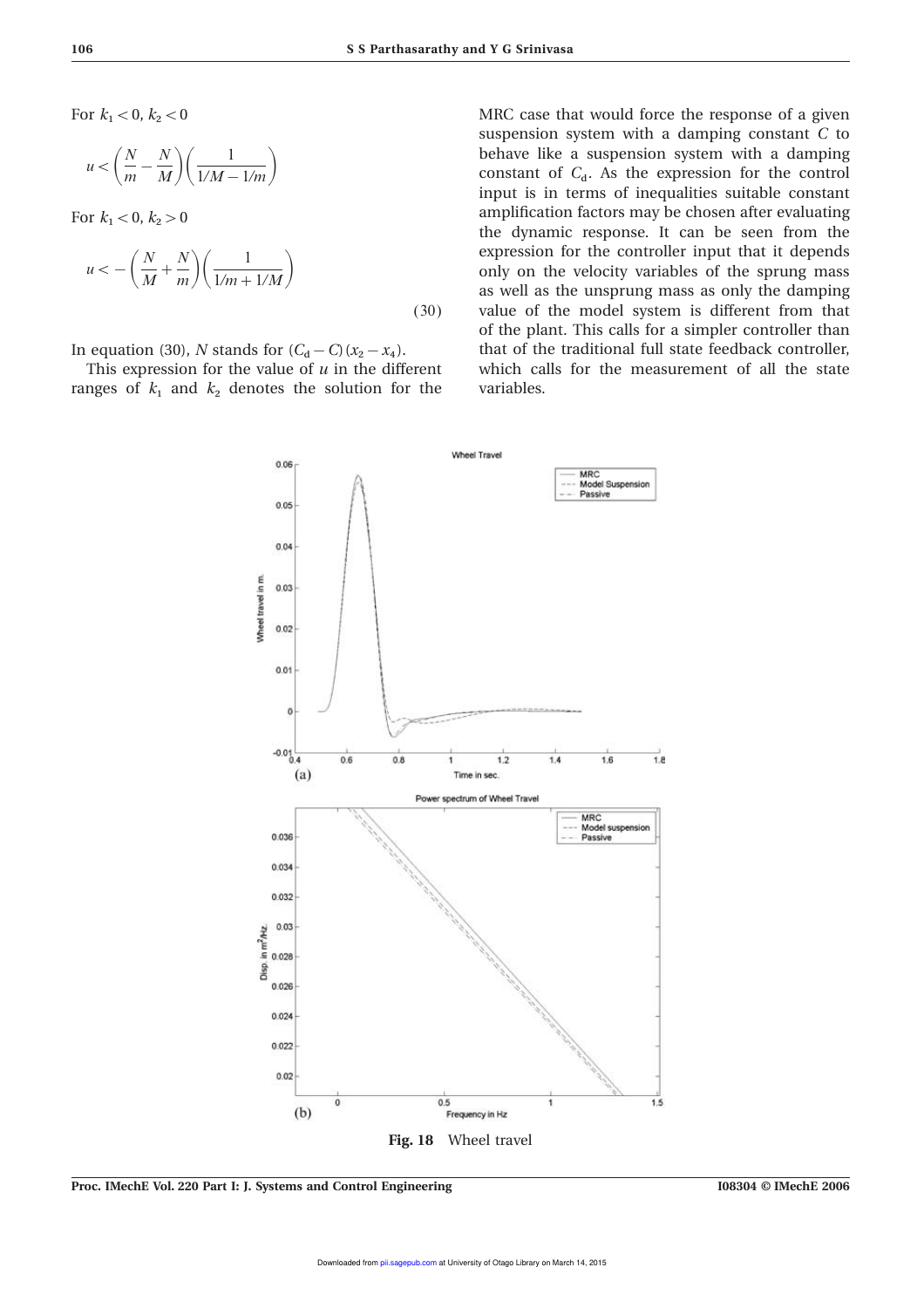For $k_1 < 0$, $k_2 < 0$

$$u < \left(\frac{N}{m} - \frac{N}{M}\right)\left(\frac{1}{1/M - 1/m}\right)$$

For $k_1 < 0$, $k_2 > 0$

$$u < -\left(\frac{N}{M} + \frac{N}{m}\right)\left(\frac{1}{1/m + 1/M}\right) \tag{30}$$

In equation (30), $N$ stands for $(C_\mathrm{d} - C)(x_2 - x_4)$.

This expression for the value of $u$ in the different ranges of $k_1$ and $k_2$ denotes the solution for the MRC case that would force the response of a given suspension system with a damping constant $C$ to behave like a suspension system with a damping constant of $C_\mathrm{d}$. As the expression for the control input is in terms of inequalities suitable constant amplification factors may be chosen after evaluating the dynamic response. It can be seen from the expression for the controller input that it depends only on the velocity variables of the sprung mass as well as the unsprung mass as only the damping value of the model system is different from that of the plant. This calls for a simpler controller than that of the traditional full state feedback controller, which calls for the measurement of all the state variables.

**Fig. 18** Wheel travel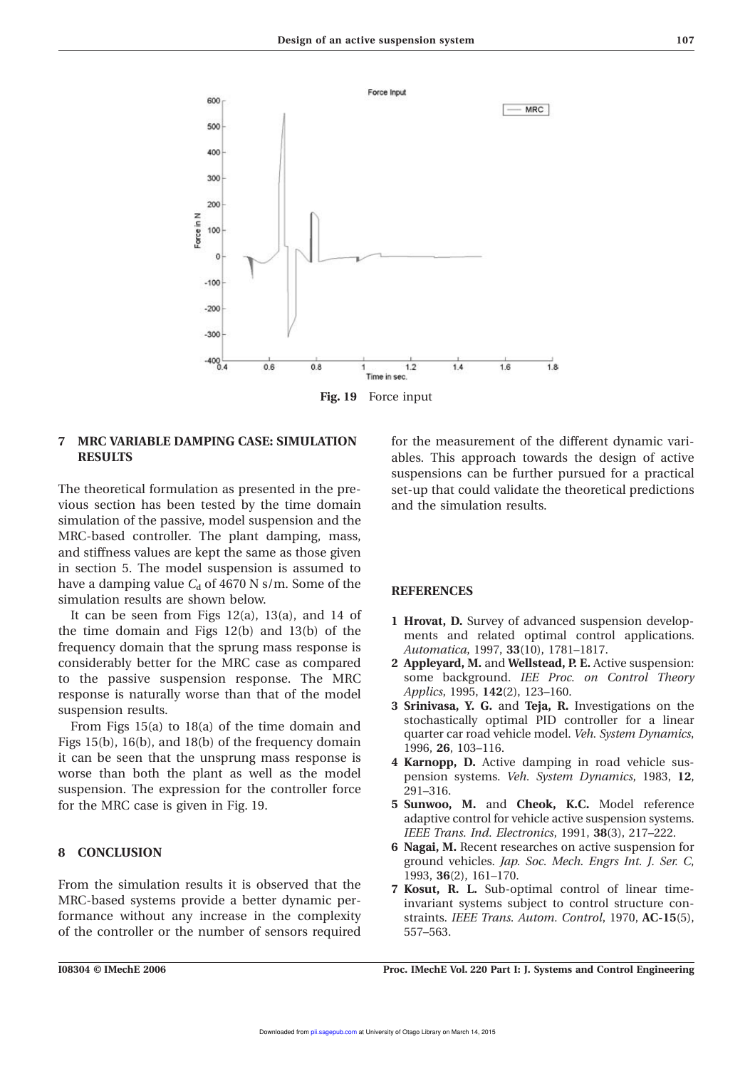Fig. 19 Force input

## 7 MRC VARIABLE DAMPING CASE: SIMULATION RESULTS

The theoretical formulation as presented in the previous section has been tested by the time domain simulation of the passive, model suspension and the MRC-based controller. The plant damping, mass, and stiffness values are kept the same as those given in section 5. The model suspension is assumed to have a damping value $C_d$ of 4670 N s/m. Some of the simulation results are shown below.

It can be seen from Figs 12(a), 13(a), and 14 of the time domain and Figs 12(b) and 13(b) of the frequency domain that the sprung mass response is considerably better for the MRC case as compared to the passive suspension response. The MRC response is naturally worse than that of the model suspension results.

From Figs 15(a) to 18(a) of the time domain and Figs 15(b), 16(b), and 18(b) of the frequency domain it can be seen that the unsprung mass response is worse than both the plant as well as the model suspension. The expression for the controller force for the MRC case is given in Fig. 19.

## 8 CONCLUSION

From the simulation results it is observed that the MRC-based systems provide a better dynamic performance without any increase in the complexity of the controller or the number of sensors required for the measurement of the different dynamic variables. This approach towards the design of active suspensions can be further pursued for a practical set-up that could validate the theoretical predictions and the simulation results.

## REFERENCES

1. **Hrovat, D.** Survey of advanced suspension developments and related optimal control applications. *Automatica*, 1997, **33**(10), 1781–1817.
2. **Appleyard, M.** and **Wellstead, P. E.** Active suspension: some background. *IEE Proc. on Control Theory Applics*, 1995, **142**(2), 123–160.
3. **Srinivasa, Y. G.** and **Teja, R.** Investigations on the stochastically optimal PID controller for a linear quarter car road vehicle model. *Veh. System Dynamics*, 1996, **26**, 103–116.
4. **Karnopp, D.** Active damping in road vehicle suspension systems. *Veh. System Dynamics*, 1983, **12**, 291–316.
5. **Sunwoo, M.** and **Cheok, K.C.** Model reference adaptive control for vehicle active suspension systems. *IEEE Trans. Ind. Electronics*, 1991, **38**(3), 217–222.
6. **Nagai, M.** Recent researches on active suspension for ground vehicles. *Jap. Soc. Mech. Engrs Int. J. Ser. C*, 1993, **36**(2), 161–170.
7. **Kosut, R. L.** Sub-optimal control of linear time-invariant systems subject to control structure constraints. *IEEE Trans. Autom. Control*, 1970, **AC-15**(5), 557–563.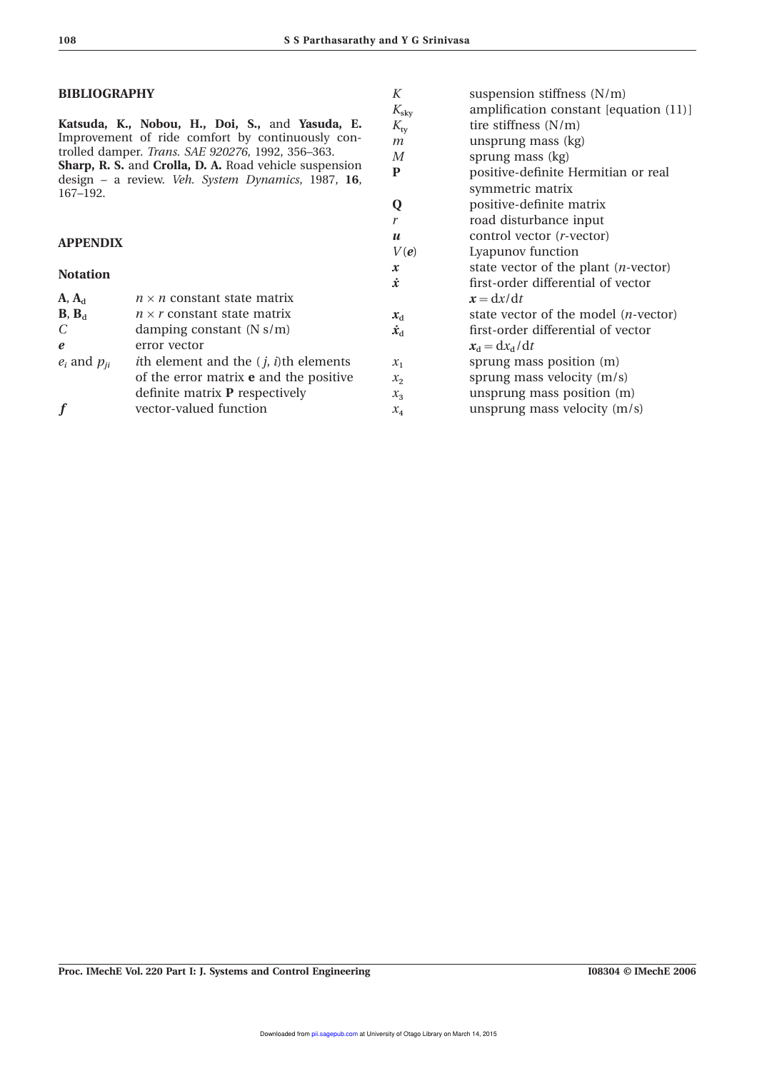## BIBLIOGRAPHY

**Katsuda, K., Nobou, H., Doi, S.,** and **Yasuda, E.** Improvement of ride comfort by continuously controlled damper. *Trans. SAE 920276*, 1992, 356–363.

**Sharp, R. S.** and **Crolla, D. A.** Road vehicle suspension design – a review. *Veh. System Dynamics*, 1987, **16**, 167–192.

## APPENDIX

### Notation

| | |
|---|---|
| $\mathbf{A}$, $\mathbf{A}_d$ | $n \times n$ constant state matrix |
| $\mathbf{B}$, $\mathbf{B}_d$ | $n \times r$ constant state matrix |
| $C$ | damping constant (N s/m) |
| $\boldsymbol{e}$ | error vector |
| $e_i$ and $p_{ji}$ | $i$th element and the $(j, i)$th elements of the error matrix $\mathbf{e}$ and the positive definite matrix $\mathbf{P}$ respectively |
| $\boldsymbol{f}$ | vector-valued function |
| $K$ | suspension stiffness (N/m) |
| $K_{sky}$ | amplification constant [equation (11)] |
| $K_{ty}$ | tire stiffness (N/m) |
| $m$ | unsprung mass (kg) |
| $M$ | sprung mass (kg) |
| $\mathbf{P}$ | positive-definite Hermitian or real symmetric matrix |
| $\mathbf{Q}$ | positive-definite matrix |
| $r$ | road disturbance input |
| $\boldsymbol{u}$ | control vector ($r$-vector) |
| $V(\boldsymbol{e})$ | Lyapunov function |
| $\boldsymbol{x}$ | state vector of the plant ($n$-vector) |
| $\dot{\boldsymbol{x}}$ | first-order differential of vector $\boldsymbol{x} = \mathrm{d}x/\mathrm{d}t$ |
| $\boldsymbol{x}_d$ | state vector of the model ($n$-vector) |
| $\dot{\boldsymbol{x}}_d$ | first-order differential of vector $\boldsymbol{x}_d = \mathrm{d}x_d/\mathrm{d}t$ |
| $x_1$ | sprung mass position (m) |
| $x_2$ | sprung mass velocity (m/s) |
| $x_3$ | unsprung mass position (m) |
| $x_4$ | unsprung mass velocity (m/s) |